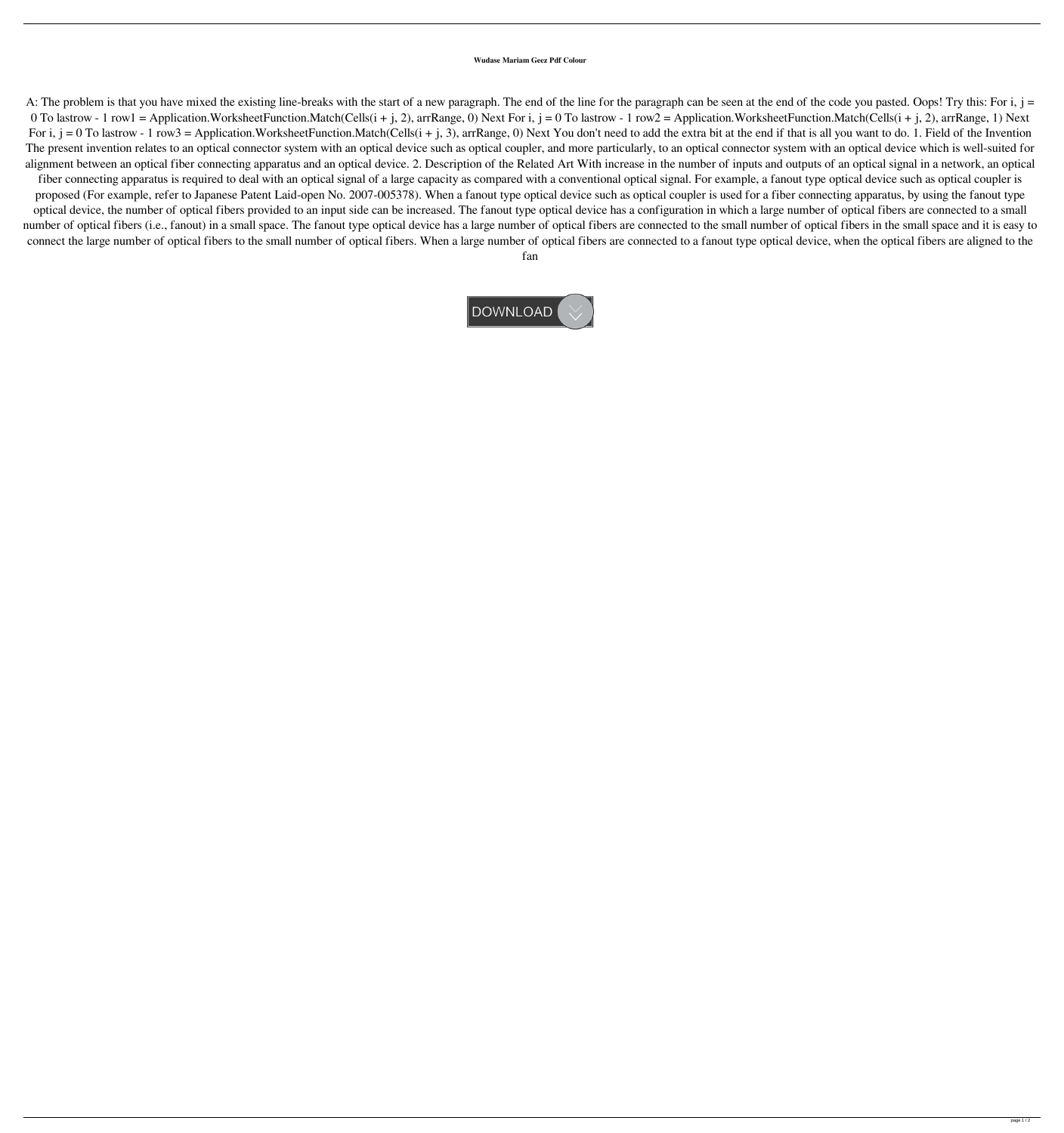**Wudase Mariam Geez Pdf Colour**

A: The problem is that you have mixed the existing line-breaks with the start of a new paragraph. The end of the line for the paragraph can be seen at the end of the code you pasted. Oops! Try this: For i, j = 0 To lastrow - 1 row1 = Application.WorksheetFunction.Match(Cells(i + j, 2), arrRange, 0) Next For i, j = 0 To lastrow - 1 row2 = Application.WorksheetFunction.Match(Cells(i + j, 2), arrRange, 1) Next For i, j = 0 To lastrow - 1 row3 = Application.WorksheetFunction.Match(Cells(i + j, 3), arrRange, 0) Next You don't need to add the extra bit at the end if that is all you want to do. 1. Field of the Invention The present invention relates to an optical connector system with an optical device such as optical coupler, and more particularly, to an optical connector system with an optical device which is well-suited for alignment between an optical fiber connecting apparatus and an optical device. 2. Description of the Related Art With increase in the number of inputs and outputs of an optical signal in a network, an optical fiber connecting apparatus is required to deal with an optical signal of a large capacity as compared with a conventional optical signal. For example, a fanout type optical device such as optical coupler is proposed (For example, refer to Japanese Patent Laid-open No. 2007-005378). When a fanout type optical device such as optical coupler is used for a fiber connecting apparatus, by using the fanout type optical device, the number of optical fibers provided to an input side can be increased. The fanout type optical device has a configuration in which a large number of optical fibers are connected to a small number of optical fibers (i.e., fanout) in a small space. The fanout type optical device has a large number of optical fibers are connected to the small number of optical fibers in the small space and it is easy to connect the large number of optical fibers to the small number of optical fibers. When a large number of optical fibers are connected to a fanout type optical device, when the optical fibers are aligned to the fan

DOWNLOAD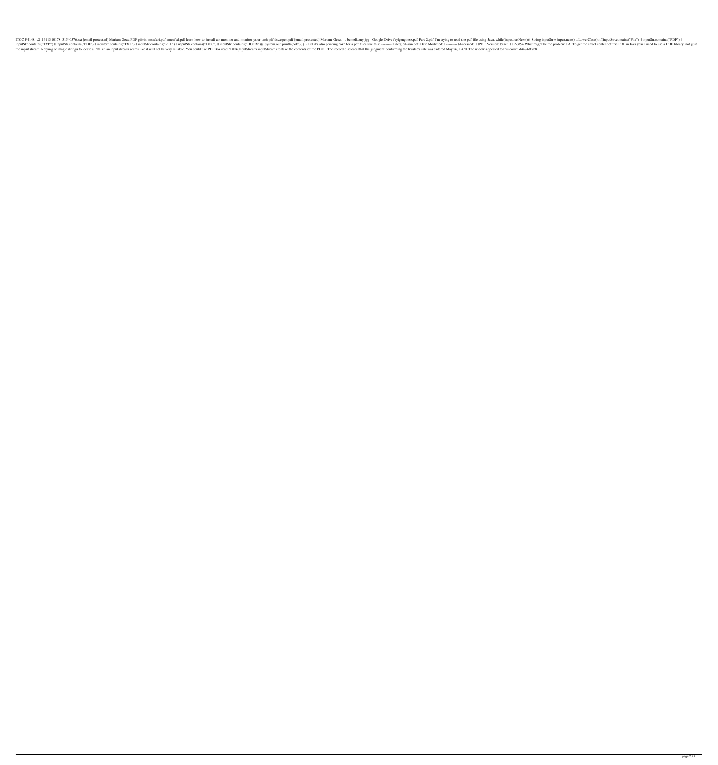ITCC F4148_v2_1611310178_31540576.txt [email protected] Mariam Geez PDF gibrin_msafari.pdf amcafsd.pdf learn-how-to-install-air-monitor-and-monitor-your-tech.pdf dowcpen.pdf [email protected] Mariam Geez. . . . bemelkony.jpg - Google Drive feylgenginez.pdf Part-2.pdf I'm trying to read the pdf file using Java. while(input.hasNext()){ String inputStr = input.next().toLowerCase(); if(inputStr.contains("File") || inputStr.contains("PDF") || inputStr.contains("TYP") || inputStr.contains("PDF") || inputStr.contains("TXT") || inputStr.contains("RTF") || inputStr.contains("DOC") || inputStr.contains("DOCX")){ System.out.println("ok"); } } But it's also printing "ok" for a pdf files like this: |-------- |File:gibit-san.pdf |Date Modified: | |--------- |Accessed: | | |PDF Version: |Size: | | | 2-3/5+ What might be the problem? A: To get the exact content of the PDF in Java you'll need to use a PDF library, not just the input stream. Relying on magic strings to locate a PDF in an input stream seems like it will not be very reliable. You could use PDFBox.readPDFX(InputStream inputStream) to take the contents of the PDF. . The record discloses that the judgment confirming the trustee's sale was entered May 26, 1970. The widow appealed to this court. d4474df7b8